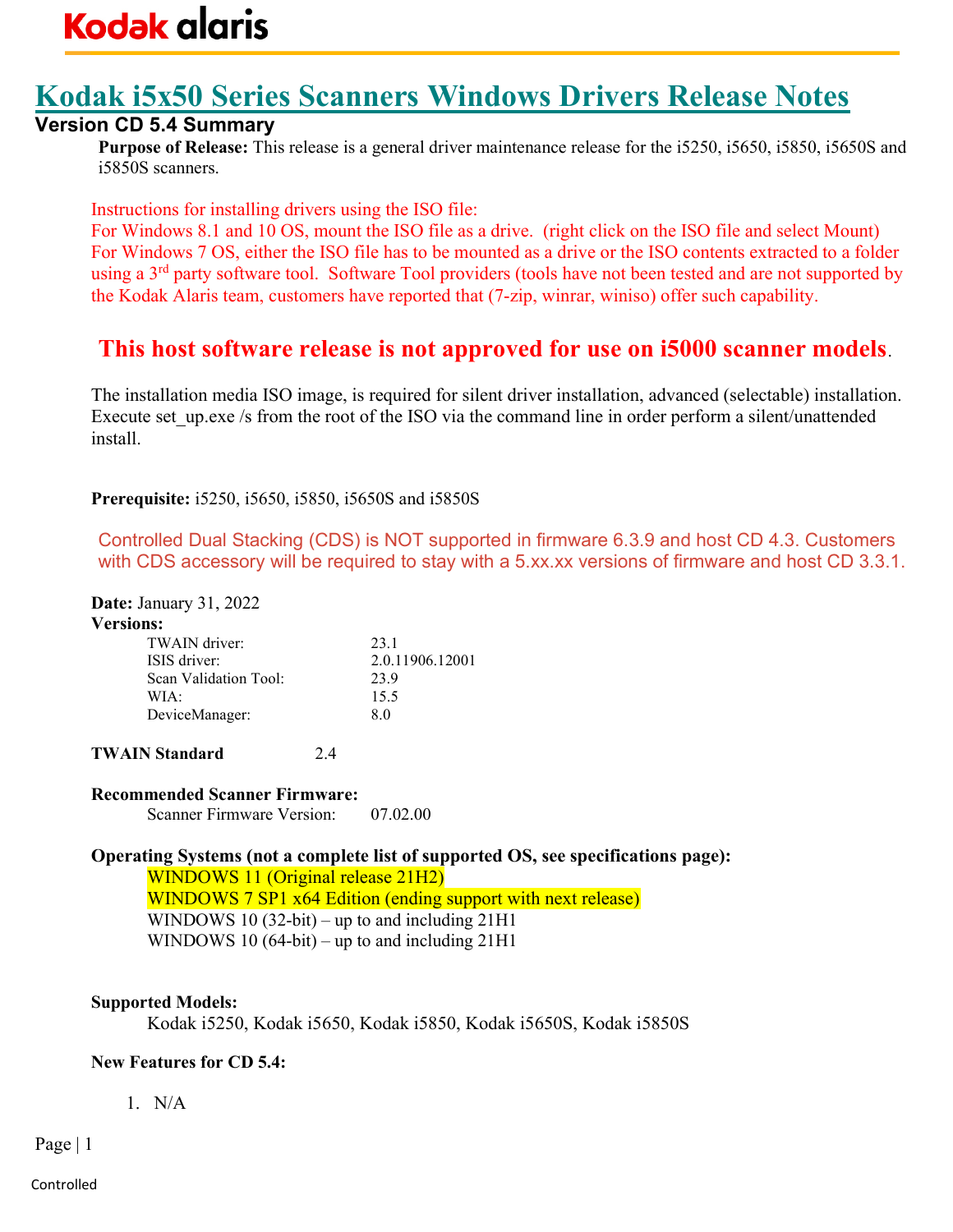Kodak alaris

# Kodak i5x50 Series Scanners Windows Drivers Release Notes

## Version CD 5.4 Summary

**Purpose of Release:** This release is a general driver maintenance release for the i5250, i5650, i5850, i5650S and i5850S scanners.

Instructions for installing drivers using the ISO file:
For Windows 8.1 and 10 OS, mount the ISO file as a drive. (right click on the ISO file and select Mount)
For Windows 7 OS, either the ISO file has to be mounted as a drive or the ISO contents extracted to a folder using a 3rd party software tool. Software Tool providers (tools have not been tested and are not supported by the Kodak Alaris team, customers have reported that (7-zip, winrar, winiso) offer such capability.

**This host software release is not approved for use on i5000 scanner models**.

The installation media ISO image, is required for silent driver installation, advanced (selectable) installation. Execute set_up.exe /s from the root of the ISO via the command line in order perform a silent/unattended install.

**Prerequisite:** i5250, i5650, i5850, i5650S and i5850S

Controlled Dual Stacking (CDS) is NOT supported in firmware 6.3.9 and host CD 4.3. Customers with CDS accessory will be required to stay with a 5.xx.xx versions of firmware and host CD 3.3.1.

**Date:** January 31, 2022

**Versions:**

| | |
|---|---|
| TWAIN driver: | 23.1 |
| ISIS driver: | 2.0.11906.12001 |
| Scan Validation Tool: | 23.9 |
| WIA: | 15.5 |
| DeviceManager: | 8.0 |

**TWAIN Standard** 2.4

**Recommended Scanner Firmware:**
Scanner Firmware Version: 07.02.00

**Operating Systems (not a complete list of supported OS, see specifications page):**
- WINDOWS 11 (Original release 21H2)
- WINDOWS 7 SP1 x64 Edition (ending support with next release)
- WINDOWS 10 (32-bit) – up to and including 21H1
- WINDOWS 10 (64-bit) – up to and including 21H1

**Supported Models:**
Kodak i5250, Kodak i5650, Kodak i5850, Kodak i5650S, Kodak i5850S

**New Features for CD 5.4:**

1. N/A

Controlled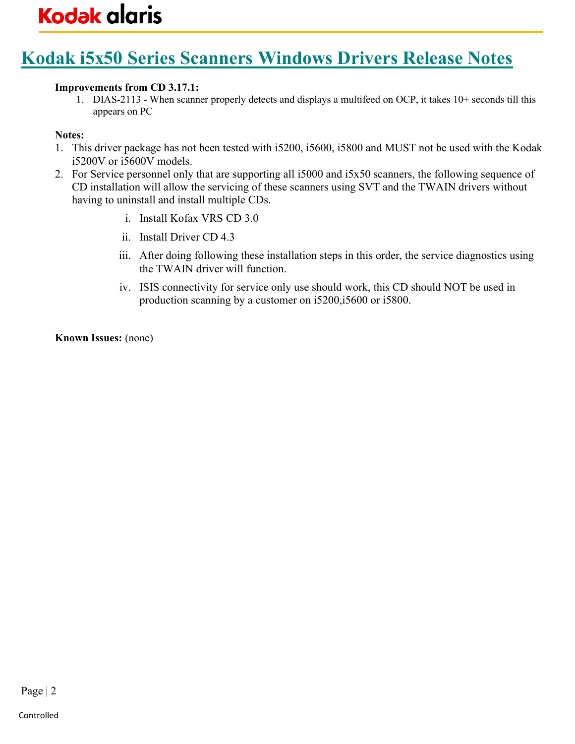# Kodak i5x50 Series Scanners Windows Drivers Release Notes

**Improvements from CD 3.17.1:**

1. DIAS-2113 - When scanner properly detects and displays a multifeed on OCP, it takes 10+ seconds till this appears on PC

**Notes:**

1. This driver package has not been tested with i5200, i5600, i5800 and MUST not be used with the Kodak i5200V or i5600V models.
2. For Service personnel only that are supporting all i5000 and i5x50 scanners, the following sequence of CD installation will allow the servicing of these scanners using SVT and the TWAIN drivers without having to uninstall and install multiple CDs.
   - i. Install Kofax VRS CD 3.0
   - ii. Install Driver CD 4.3
   - iii. After doing following these installation steps in this order, the service diagnostics using the TWAIN driver will function.
   - iv. ISIS connectivity for service only use should work, this CD should NOT be used in production scanning by a customer on i5200,i5600 or i5800.

**Known Issues:** (none)

Controlled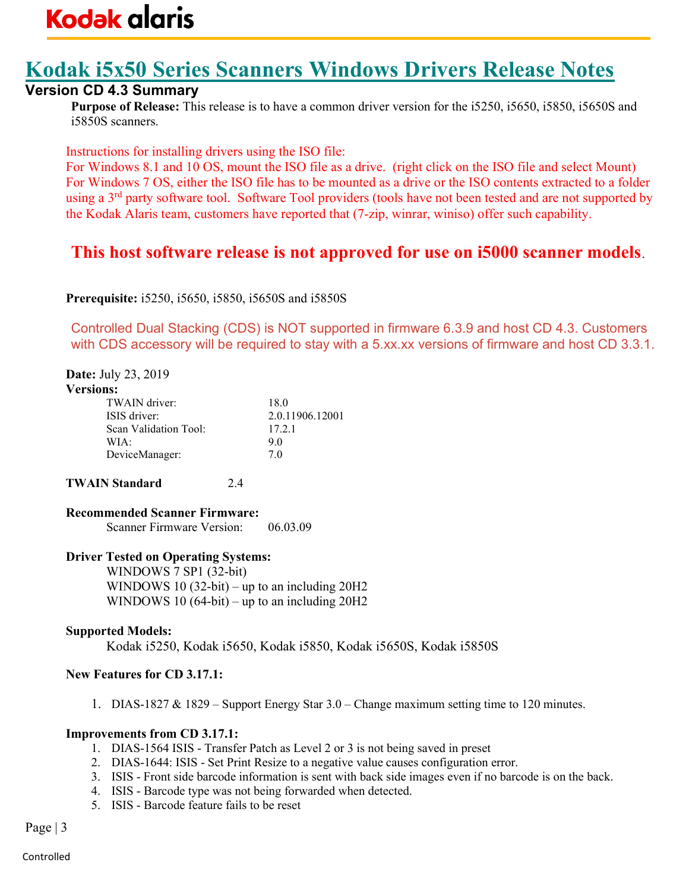Kodak alaris

# Kodak i5x50 Series Scanners Windows Drivers Release Notes

## Version CD 4.3 Summary

**Purpose of Release:** This release is to have a common driver version for the i5250, i5650, i5850, i5650S and i5850S scanners.

Instructions for installing drivers using the ISO file:
For Windows 8.1 and 10 OS, mount the ISO file as a drive. (right click on the ISO file and select Mount)
For Windows 7 OS, either the ISO file has to be mounted as a drive or the ISO contents extracted to a folder using a 3rd party software tool. Software Tool providers (tools have not been tested and are not supported by the Kodak Alaris team, customers have reported that (7-zip, winrar, winiso) offer such capability.

**This host software release is not approved for use on i5000 scanner models**.

**Prerequisite:** i5250, i5650, i5850, i5650S and i5850S

Controlled Dual Stacking (CDS) is NOT supported in firmware 6.3.9 and host CD 4.3. Customers with CDS accessory will be required to stay with a 5.xx.xx versions of firmware and host CD 3.3.1.

**Date:** July 23, 2019

**Versions:**

| | |
|---|---|
| TWAIN driver: | 18.0 |
| ISIS driver: | 2.0.11906.12001 |
| Scan Validation Tool: | 17.2.1 |
| WIA: | 9.0 |
| DeviceManager: | 7.0 |

**TWAIN Standard** 2.4

**Recommended Scanner Firmware:**
Scanner Firmware Version: 06.03.09

**Driver Tested on Operating Systems:**
WINDOWS 7 SP1 (32-bit)
WINDOWS 10 (32-bit) – up to an including 20H2
WINDOWS 10 (64-bit) – up to an including 20H2

**Supported Models:**
Kodak i5250, Kodak i5650, Kodak i5850, Kodak i5650S, Kodak i5850S

**New Features for CD 3.17.1:**

1. DIAS-1827 & 1829 – Support Energy Star 3.0 – Change maximum setting time to 120 minutes.

**Improvements from CD 3.17.1:**

1. DIAS-1564 ISIS - Transfer Patch as Level 2 or 3 is not being saved in preset
2. DIAS-1644: ISIS - Set Print Resize to a negative value causes configuration error.
3. ISIS - Front side barcode information is sent with back side images even if no barcode is on the back.
4. ISIS - Barcode type was not being forwarded when detected.
5. ISIS - Barcode feature fails to be reset

Controlled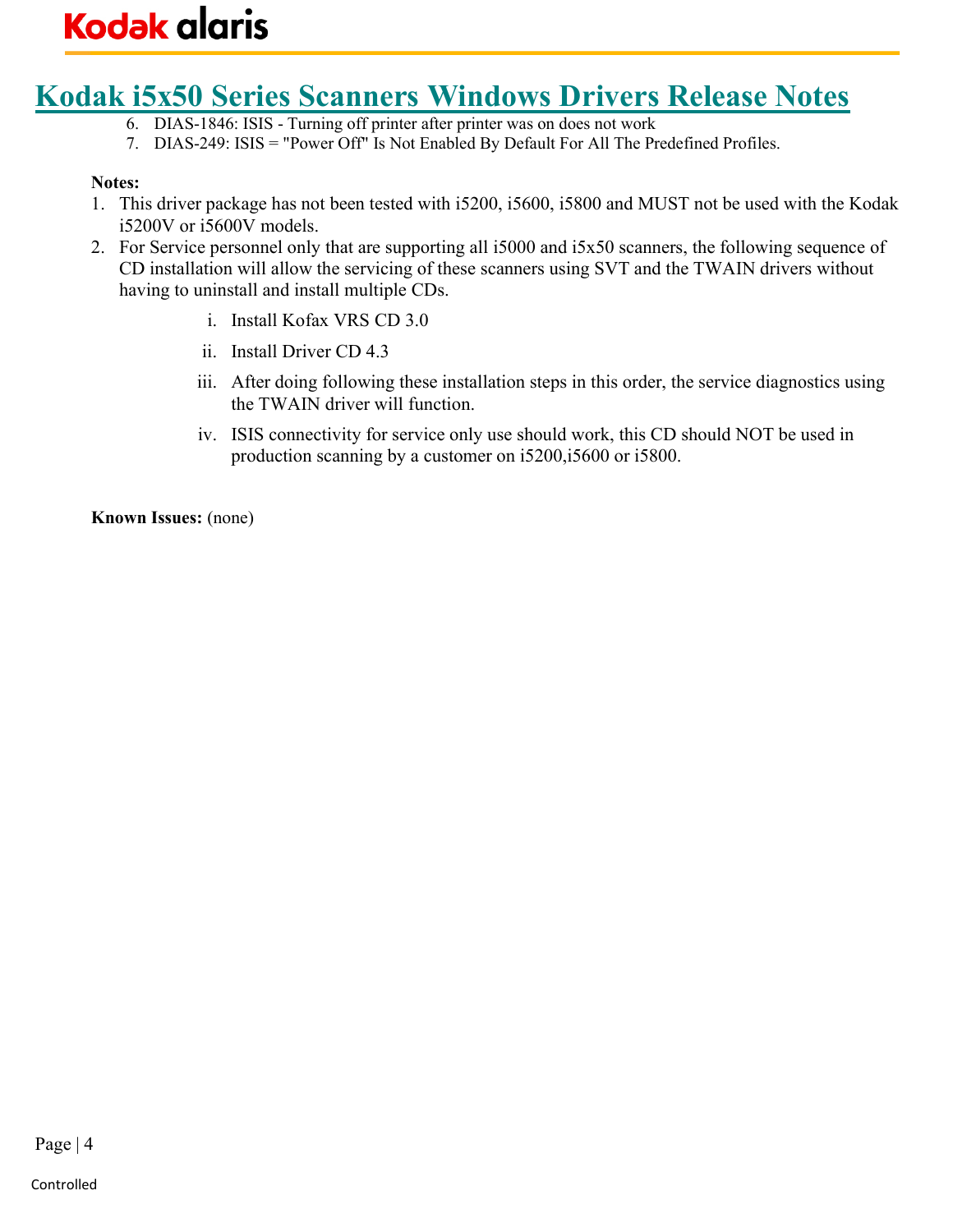6. DIAS-1846: ISIS - Turning off printer after printer was on does not work
7. DIAS-249: ISIS = "Power Off" Is Not Enabled By Default For All The Predefined Profiles.

**Notes:**

1. This driver package has not been tested with i5200, i5600, i5800 and MUST not be used with the Kodak i5200V or i5600V models.
2. For Service personnel only that are supporting all i5000 and i5x50 scanners, the following sequence of CD installation will allow the servicing of these scanners using SVT and the TWAIN drivers without having to uninstall and install multiple CDs.
   i. Install Kofax VRS CD 3.0
   ii. Install Driver CD 4.3
   iii. After doing following these installation steps in this order, the service diagnostics using the TWAIN driver will function.
   iv. ISIS connectivity for service only use should work, this CD should NOT be used in production scanning by a customer on i5200,i5600 or i5800.

**Known Issues:** (none)

Controlled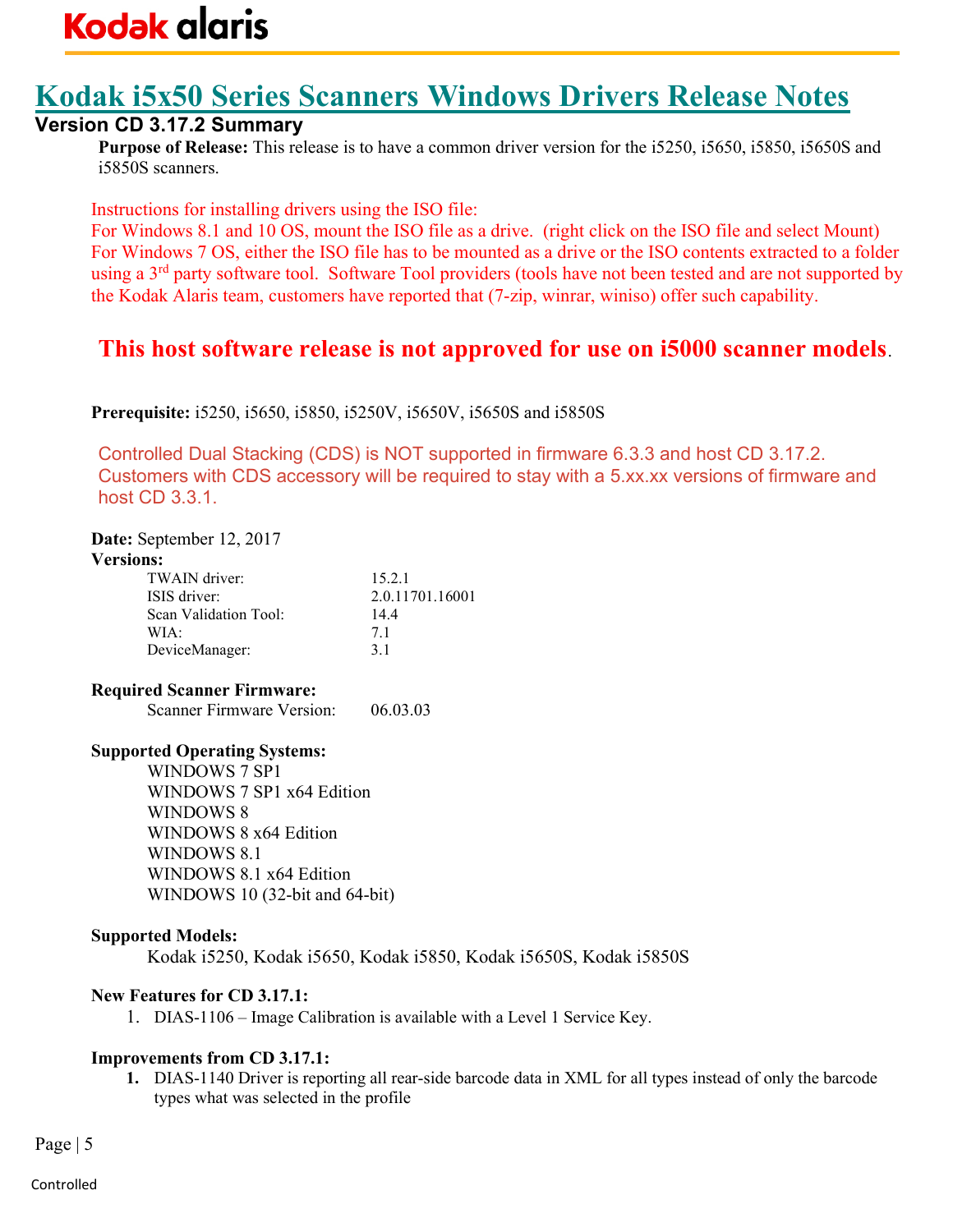# Kodak i5x50 Series Scanners Windows Drivers Release Notes

## Version CD 3.17.2 Summary

**Purpose of Release:** This release is to have a common driver version for the i5250, i5650, i5850, i5650S and i5850S scanners.

Instructions for installing drivers using the ISO file:
For Windows 8.1 and 10 OS, mount the ISO file as a drive. (right click on the ISO file and select Mount)
For Windows 7 OS, either the ISO file has to be mounted as a drive or the ISO contents extracted to a folder using a 3rd party software tool. Software Tool providers (tools have not been tested and are not supported by the Kodak Alaris team, customers have reported that (7-zip, winrar, winiso) offer such capability.

**This host software release is not approved for use on i5000 scanner models.**

**Prerequisite:** i5250, i5650, i5850, i5250V, i5650V, i5650S and i5850S

Controlled Dual Stacking (CDS) is NOT supported in firmware 6.3.3 and host CD 3.17.2. Customers with CDS accessory will be required to stay with a 5.xx.xx versions of firmware and host CD 3.3.1.

**Date:** September 12, 2017

**Versions:**

| | |
|---|---|
| TWAIN driver: | 15.2.1 |
| ISIS driver: | 2.0.11701.16001 |
| Scan Validation Tool: | 14.4 |
| WIA: | 7.1 |
| DeviceManager: | 3.1 |

**Required Scanner Firmware:**

Scanner Firmware Version: 06.03.03

**Supported Operating Systems:**

- WINDOWS 7 SP1
- WINDOWS 7 SP1 x64 Edition
- WINDOWS 8
- WINDOWS 8 x64 Edition
- WINDOWS 8.1
- WINDOWS 8.1 x64 Edition
- WINDOWS 10 (32-bit and 64-bit)

**Supported Models:**

Kodak i5250, Kodak i5650, Kodak i5850, Kodak i5650S, Kodak i5850S

**New Features for CD 3.17.1:**

1. DIAS-1106 – Image Calibration is available with a Level 1 Service Key.

**Improvements from CD 3.17.1:**

1. DIAS-1140 Driver is reporting all rear-side barcode data in XML for all types instead of only the barcode types what was selected in the profile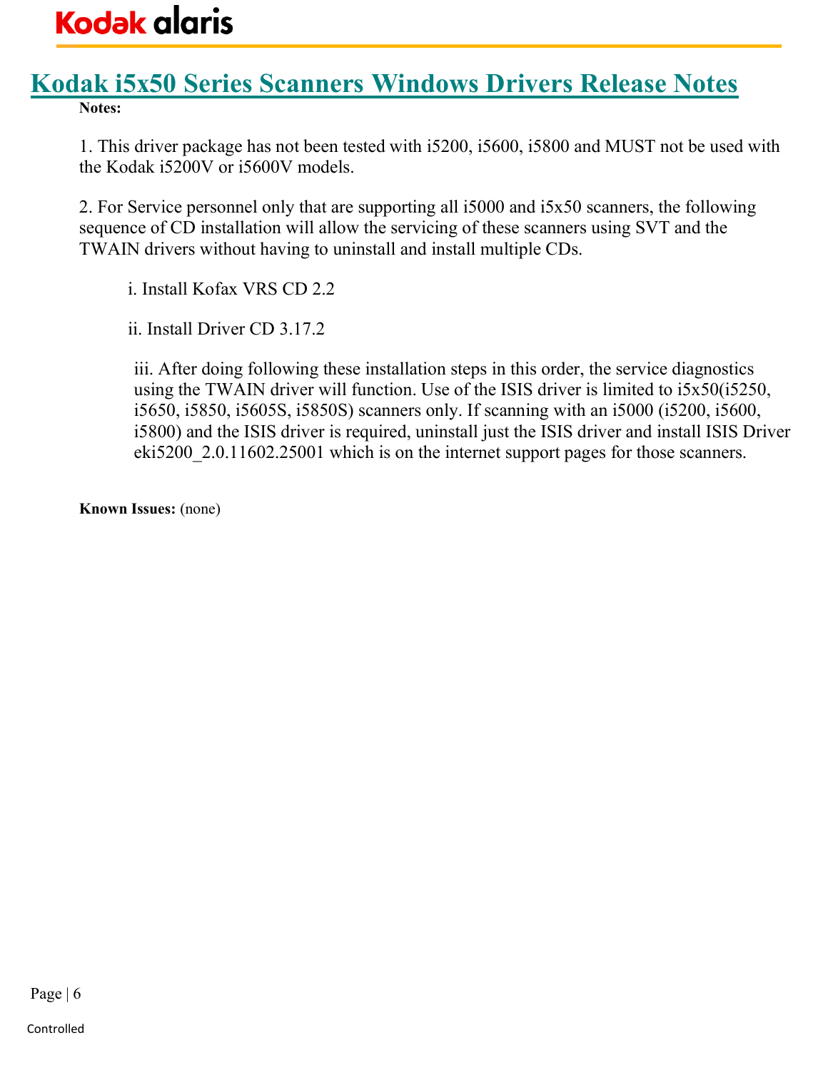# Kodak i5x50 Series Scanners Windows Drivers Release Notes

**Notes:**

1. This driver package has not been tested with i5200, i5600, i5800 and MUST not be used with the Kodak i5200V or i5600V models.

2. For Service personnel only that are supporting all i5000 and i5x50 scanners, the following sequence of CD installation will allow the servicing of these scanners using SVT and the TWAIN drivers without having to uninstall and install multiple CDs.

   i. Install Kofax VRS CD 2.2

   ii. Install Driver CD 3.17.2

   iii. After doing following these installation steps in this order, the service diagnostics using the TWAIN driver will function. Use of the ISIS driver is limited to i5x50(i5250, i5650, i5850, i5605S, i5850S) scanners only. If scanning with an i5000 (i5200, i5600, i5800) and the ISIS driver is required, uninstall just the ISIS driver and install ISIS Driver eki5200_2.0.11602.25001 which is on the internet support pages for those scanners.

**Known Issues:** (none)

Controlled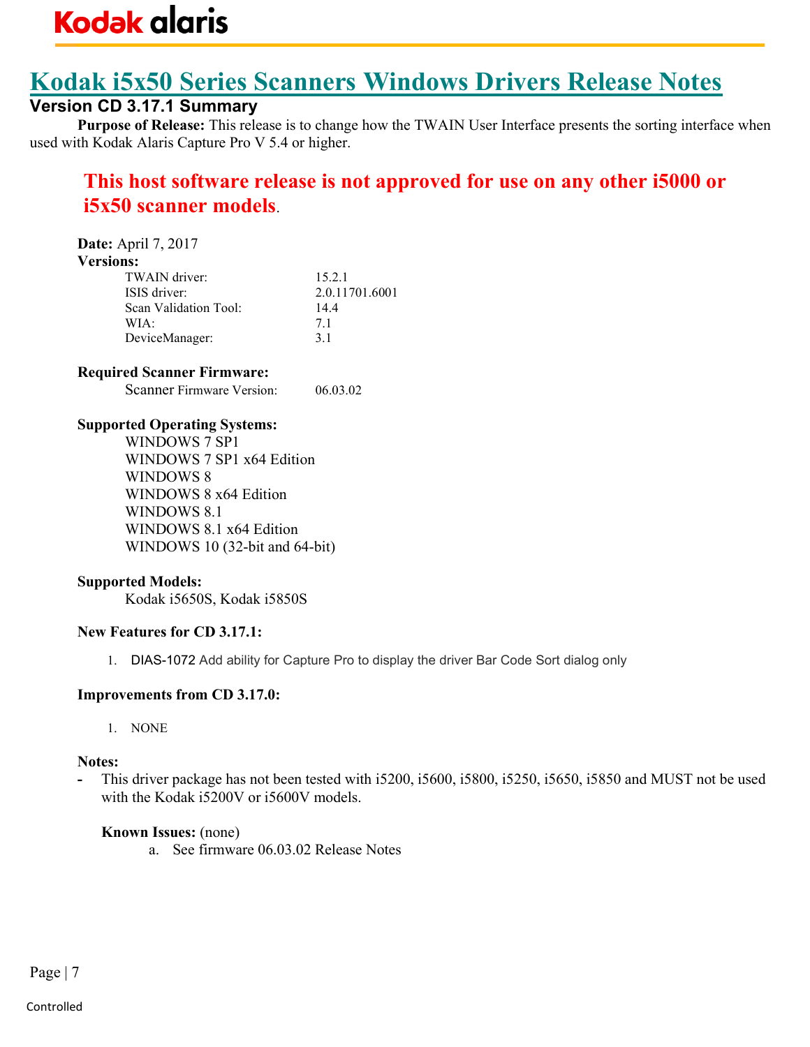# Kodak i5x50 Series Scanners Windows Drivers Release Notes

## Version CD 3.17.1 Summary

**Purpose of Release:** This release is to change how the TWAIN User Interface presents the sorting interface when used with Kodak Alaris Capture Pro V 5.4 or higher.

**This host software release is not approved for use on any other i5000 or i5x50 scanner models.**

**Date:** April 7, 2017

**Versions:**

| | |
|---|---|
| TWAIN driver: | 15.2.1 |
| ISIS driver: | 2.0.11701.6001 |
| Scan Validation Tool: | 14.4 |
| WIA: | 7.1 |
| DeviceManager: | 3.1 |

**Required Scanner Firmware:**

Scanner Firmware Version: 06.03.02

**Supported Operating Systems:**

WINDOWS 7 SP1
WINDOWS 7 SP1 x64 Edition
WINDOWS 8
WINDOWS 8 x64 Edition
WINDOWS 8.1
WINDOWS 8.1 x64 Edition
WINDOWS 10 (32-bit and 64-bit)

**Supported Models:**

Kodak i5650S, Kodak i5850S

**New Features for CD 3.17.1:**

1. DIAS-1072 Add ability for Capture Pro to display the driver Bar Code Sort dialog only

**Improvements from CD 3.17.0:**

1. NONE

**Notes:**

- This driver package has not been tested with i5200, i5600, i5800, i5250, i5650, i5850 and MUST not be used with the Kodak i5200V or i5600V models.

**Known Issues:** (none)

a. See firmware 06.03.02 Release Notes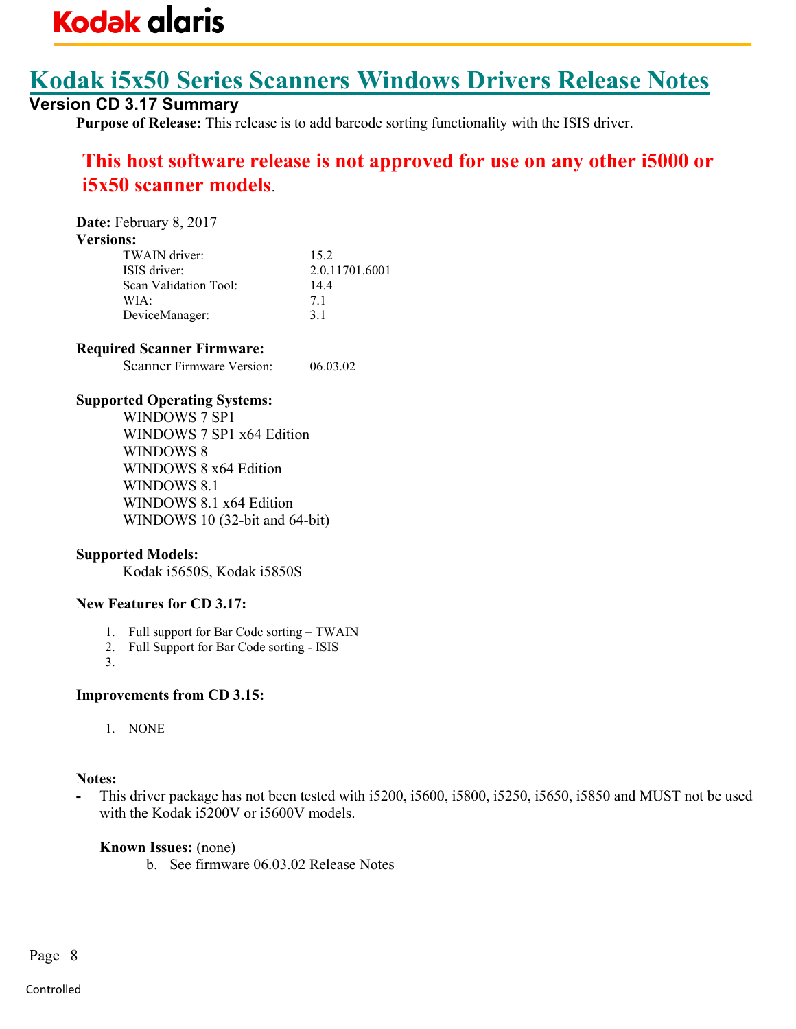# Kodak i5x50 Series Scanners Windows Drivers Release Notes

## Version CD 3.17 Summary

**Purpose of Release:** This release is to add barcode sorting functionality with the ISIS driver.

**This host software release is not approved for use on any other i5000 or i5x50 scanner models.**

**Date:** February 8, 2017

**Versions:**

| | |
|---|---|
| TWAIN driver: | 15.2 |
| ISIS driver: | 2.0.11701.6001 |
| Scan Validation Tool: | 14.4 |
| WIA: | 7.1 |
| DeviceManager: | 3.1 |

**Required Scanner Firmware:**

| | |
|---|---|
| Scanner Firmware Version: | 06.03.02 |

**Supported Operating Systems:**

WINDOWS 7 SP1
WINDOWS 7 SP1 x64 Edition
WINDOWS 8
WINDOWS 8 x64 Edition
WINDOWS 8.1
WINDOWS 8.1 x64 Edition
WINDOWS 10 (32-bit and 64-bit)

**Supported Models:**

Kodak i5650S, Kodak i5850S

**New Features for CD 3.17:**

1. Full support for Bar Code sorting – TWAIN
2. Full Support for Bar Code sorting - ISIS
3. 

**Improvements from CD 3.15:**

1. NONE

**Notes:**

- This driver package has not been tested with i5200, i5600, i5800, i5250, i5650, i5850 and MUST not be used with the Kodak i5200V or i5600V models.

**Known Issues:** (none)

b. See firmware 06.03.02 Release Notes

Controlled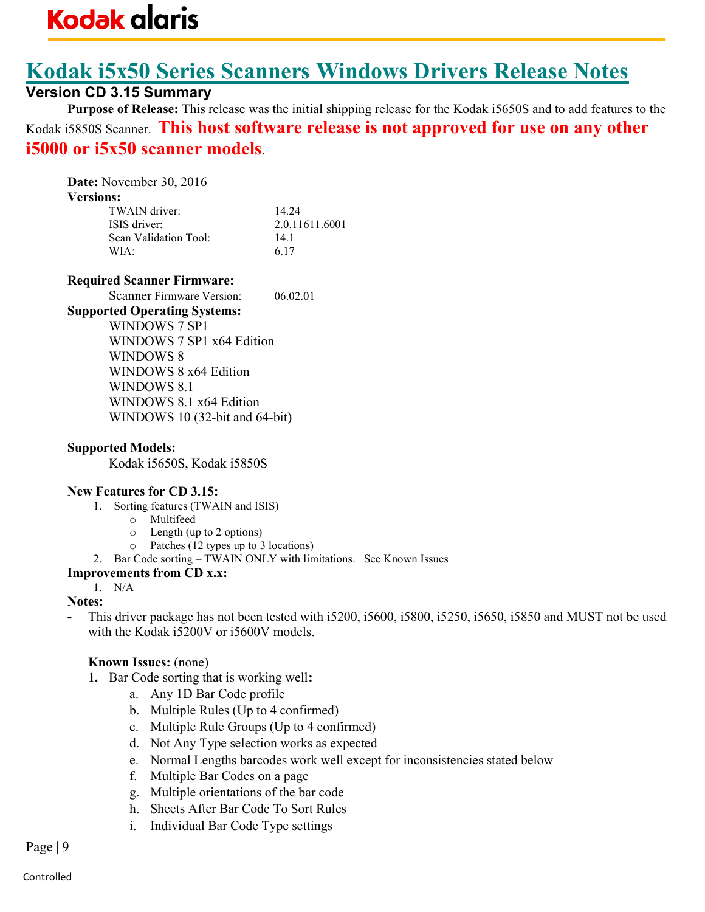# Kodak i5x50 Series Scanners Windows Drivers Release Notes

## Version CD 3.15 Summary

**Purpose of Release:** This release was the initial shipping release for the Kodak i5650S and to add features to the Kodak i5850S Scanner. **This host software release is not approved for use on any other i5000 or i5x50 scanner models**.

**Date:** November 30, 2016

**Versions:**

| | |
|---|---|
| TWAIN driver: | 14.24 |
| ISIS driver: | 2.0.11611.6001 |
| Scan Validation Tool: | 14.1 |
| WIA: | 6.17 |

**Required Scanner Firmware:**

| | |
|---|---|
| Scanner Firmware Version: | 06.02.01 |

**Supported Operating Systems:**

WINDOWS 7 SP1
WINDOWS 7 SP1 x64 Edition
WINDOWS 8
WINDOWS 8 x64 Edition
WINDOWS 8.1
WINDOWS 8.1 x64 Edition
WINDOWS 10 (32-bit and 64-bit)

**Supported Models:**

Kodak i5650S, Kodak i5850S

**New Features for CD 3.15:**

1. Sorting features (TWAIN and ISIS)
   - Multifeed
   - Length (up to 2 options)
   - Patches (12 types up to 3 locations)
2. Bar Code sorting – TWAIN ONLY with limitations. See Known Issues

**Improvements from CD x.x:**

1. N/A

**Notes:**

- This driver package has not been tested with i5200, i5600, i5800, i5250, i5650, i5850 and MUST not be used with the Kodak i5200V or i5600V models.

**Known Issues:** (none)

1. Bar Code sorting that is working well**:**
   a. Any 1D Bar Code profile
   b. Multiple Rules (Up to 4 confirmed)
   c. Multiple Rule Groups (Up to 4 confirmed)
   d. Not Any Type selection works as expected
   e. Normal Lengths barcodes work well except for inconsistencies stated below
   f. Multiple Bar Codes on a page
   g. Multiple orientations of the bar code
   h. Sheets After Bar Code To Sort Rules
   i. Individual Bar Code Type settings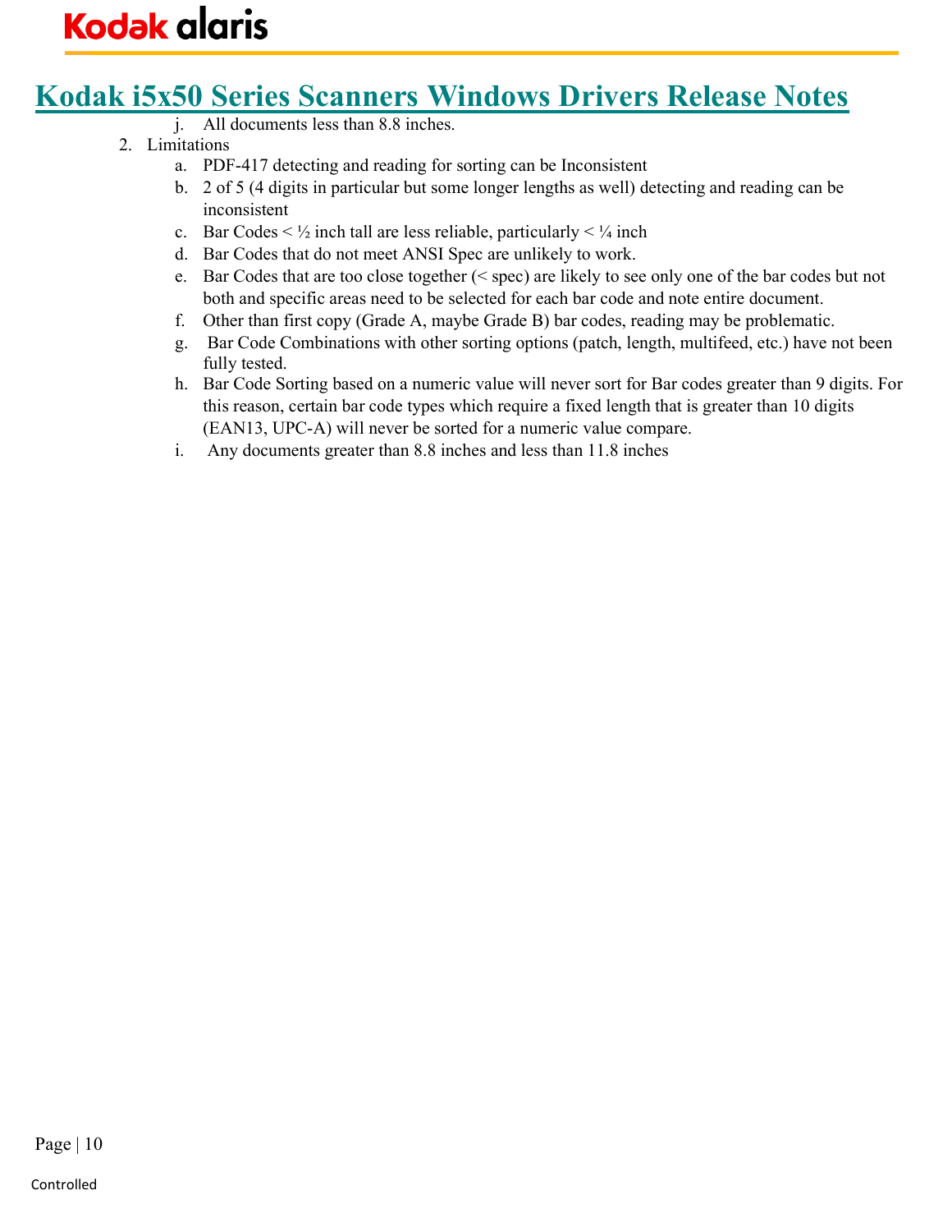j. All documents less than 8.8 inches.

2. Limitations
    a. PDF-417 detecting and reading for sorting can be Inconsistent
    b. 2 of 5 (4 digits in particular but some longer lengths as well) detecting and reading can be inconsistent
    c. Bar Codes < ½ inch tall are less reliable, particularly < ¼ inch
    d. Bar Codes that do not meet ANSI Spec are unlikely to work.
    e. Bar Codes that are too close together (< spec) are likely to see only one of the bar codes but not both and specific areas need to be selected for each bar code and note entire document.
    f. Other than first copy (Grade A, maybe Grade B) bar codes, reading may be problematic.
    g. Bar Code Combinations with other sorting options (patch, length, multifeed, etc.) have not been fully tested.
    h. Bar Code Sorting based on a numeric value will never sort for Bar codes greater than 9 digits. For this reason, certain bar code types which require a fixed length that is greater than 10 digits (EAN13, UPC-A) will never be sorted for a numeric value compare.
    i. Any documents greater than 8.8 inches and less than 11.8 inches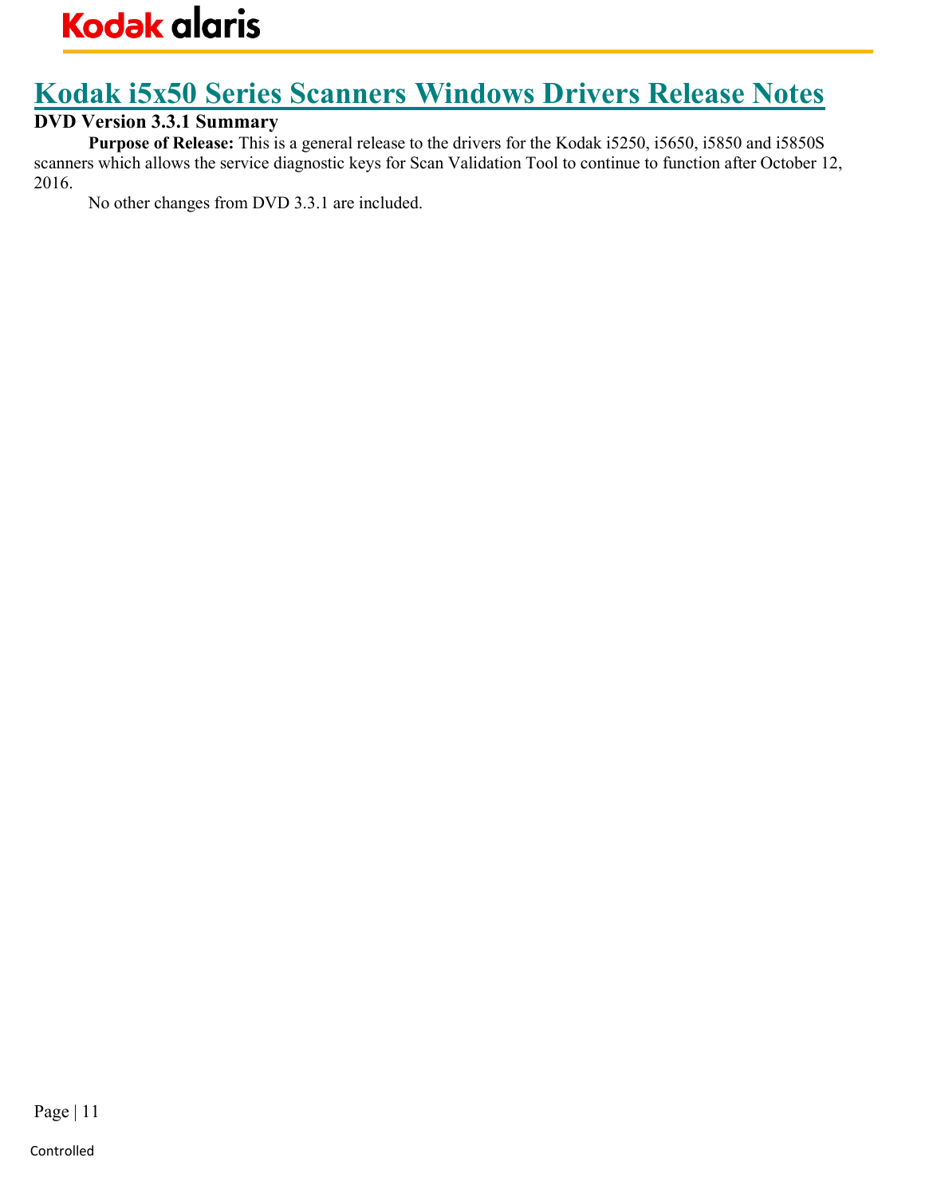# Kodak i5x50 Series Scanners Windows Drivers Release Notes

## DVD Version 3.3.1 Summary

**Purpose of Release:** This is a general release to the drivers for the Kodak i5250, i5650, i5850 and i5850S scanners which allows the service diagnostic keys for Scan Validation Tool to continue to function after October 12, 2016.

No other changes from DVD 3.3.1 are included.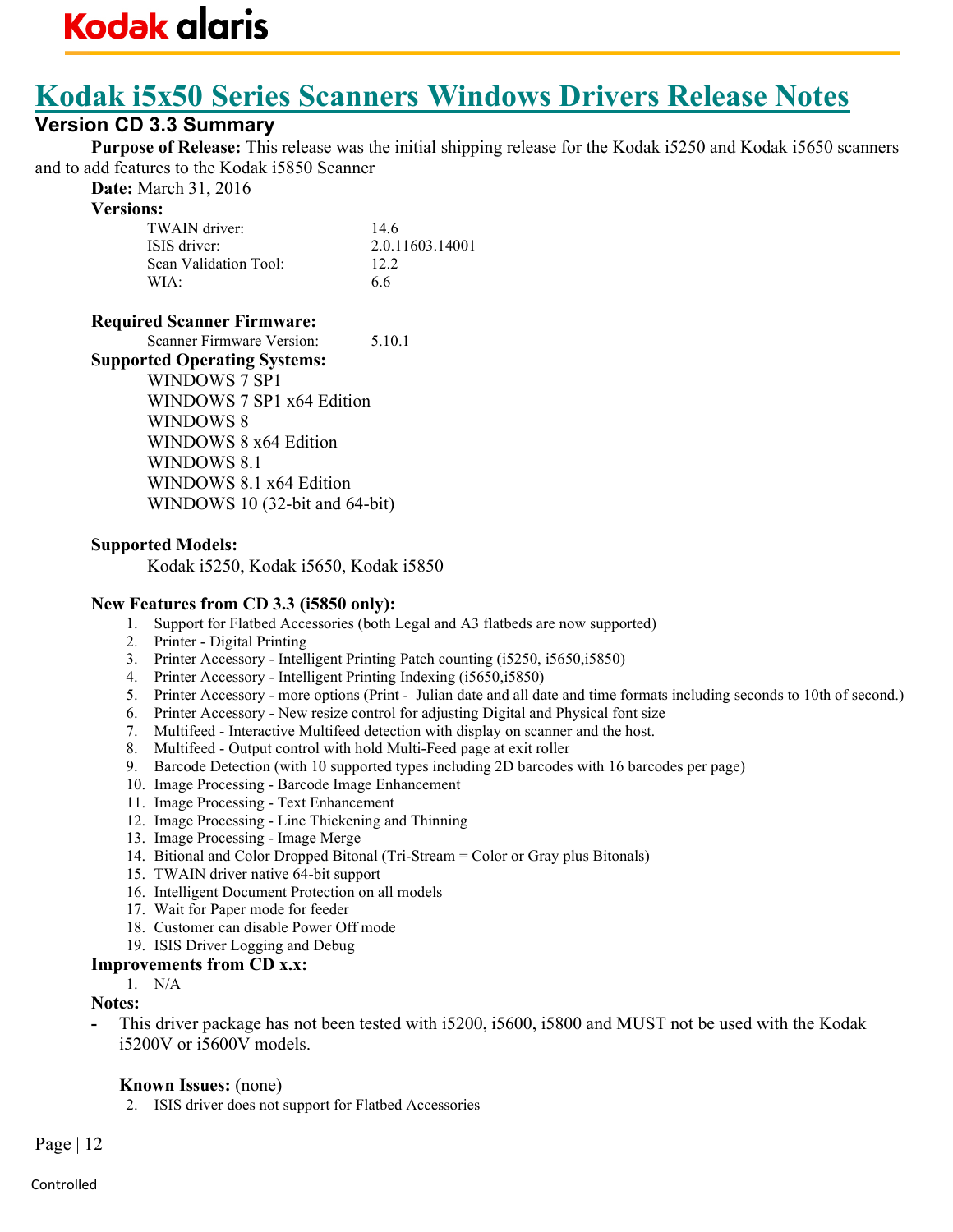# Kodak i5x50 Series Scanners Windows Drivers Release Notes

## Version CD 3.3 Summary

**Purpose of Release:** This release was the initial shipping release for the Kodak i5250 and Kodak i5650 scanners and to add features to the Kodak i5850 Scanner

**Date:** March 31, 2016

**Versions:**

| | |
|---|---|
| TWAIN driver: | 14.6 |
| ISIS driver: | 2.0.11603.14001 |
| Scan Validation Tool: | 12.2 |
| WIA: | 6.6 |

**Required Scanner Firmware:**

| | |
|---|---|
| Scanner Firmware Version: | 5.10.1 |

**Supported Operating Systems:**

WINDOWS 7 SP1
WINDOWS 7 SP1 x64 Edition
WINDOWS 8
WINDOWS 8 x64 Edition
WINDOWS 8.1
WINDOWS 8.1 x64 Edition
WINDOWS 10 (32-bit and 64-bit)

**Supported Models:**

Kodak i5250, Kodak i5650, Kodak i5850

**New Features from CD 3.3 (i5850 only):**

1. Support for Flatbed Accessories (both Legal and A3 flatbeds are now supported)
2. Printer - Digital Printing
3. Printer Accessory - Intelligent Printing Patch counting (i5250, i5650,i5850)
4. Printer Accessory - Intelligent Printing Indexing (i5650,i5850)
5. Printer Accessory - more options (Print - Julian date and all date and time formats including seconds to 10th of second.)
6. Printer Accessory - New resize control for adjusting Digital and Physical font size
7. Multifeed - Interactive Multifeed detection with display on scanner and the host.
8. Multifeed - Output control with hold Multi-Feed page at exit roller
9. Barcode Detection (with 10 supported types including 2D barcodes with 16 barcodes per page)
10. Image Processing - Barcode Image Enhancement
11. Image Processing - Text Enhancement
12. Image Processing - Line Thickening and Thinning
13. Image Processing - Image Merge
14. Bitional and Color Dropped Bitonal (Tri-Stream = Color or Gray plus Bitonals)
15. TWAIN driver native 64-bit support
16. Intelligent Document Protection on all models
17. Wait for Paper mode for feeder
18. Customer can disable Power Off mode
19. ISIS Driver Logging and Debug

**Improvements from CD x.x:**

1. N/A

**Notes:**

- This driver package has not been tested with i5200, i5600, i5800 and MUST not be used with the Kodak i5200V or i5600V models.

**Known Issues:** (none)

2. ISIS driver does not support for Flatbed Accessories

Controlled